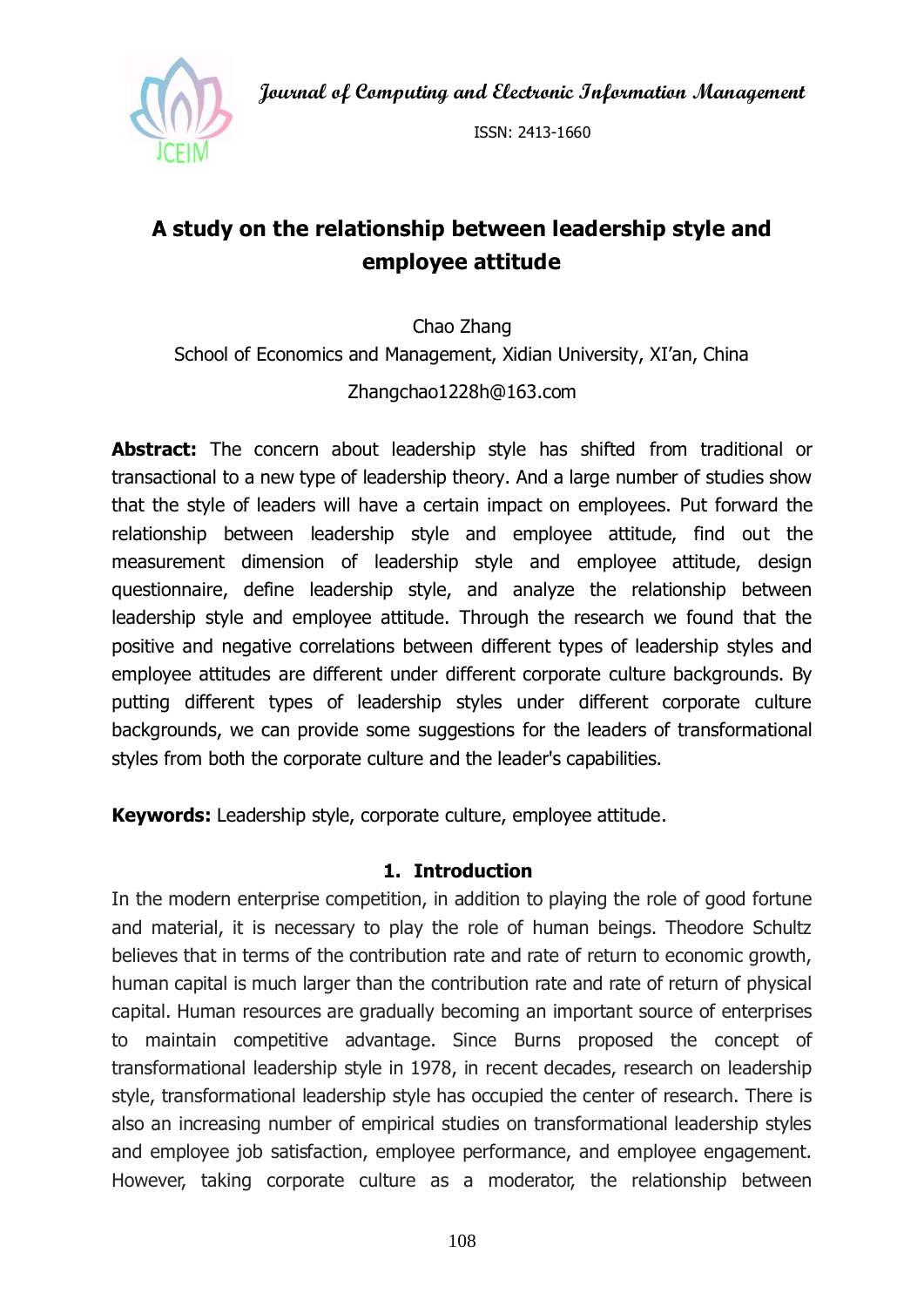# A study on the relationship between leadership style and employee attitude

Chao Zhang

School of Economics and Management, Xidian University, XI'an, China

Zhangchao1228h@163.com

**Abstract:** The concern about leadership style has shifted from traditional or transactional to a new type of leadership theory. And a large number of studies show that the style of leaders will have a certain impact on employees. Put forward the relationship between leadership style and employee attitude, find out the measurement dimension of leadership style and employee attitude, design questionnaire, define leadership style, and analyze the relationship between leadership style and employee attitude. Through the research we found that the positive and negative correlations between different types of leadership styles and employee attitudes are different under different corporate culture backgrounds. By putting different types of leadership styles under different corporate culture backgrounds, we can provide some suggestions for the leaders of transformational styles from both the corporate culture and the leader's capabilities.

**Keywords:** Leadership style, corporate culture, employee attitude.

## 1. Introduction

In the modern enterprise competition, in addition to playing the role of good fortune and material, it is necessary to play the role of human beings. Theodore Schultz believes that in terms of the contribution rate and rate of return to economic growth, human capital is much larger than the contribution rate and rate of return of physical capital. Human resources are gradually becoming an important source of enterprises to maintain competitive advantage. Since Burns proposed the concept of transformational leadership style in 1978, in recent decades, research on leadership style, transformational leadership style has occupied the center of research. There is also an increasing number of empirical studies on transformational leadership styles and employee job satisfaction, employee performance, and employee engagement. However, taking corporate culture as a moderator, the relationship between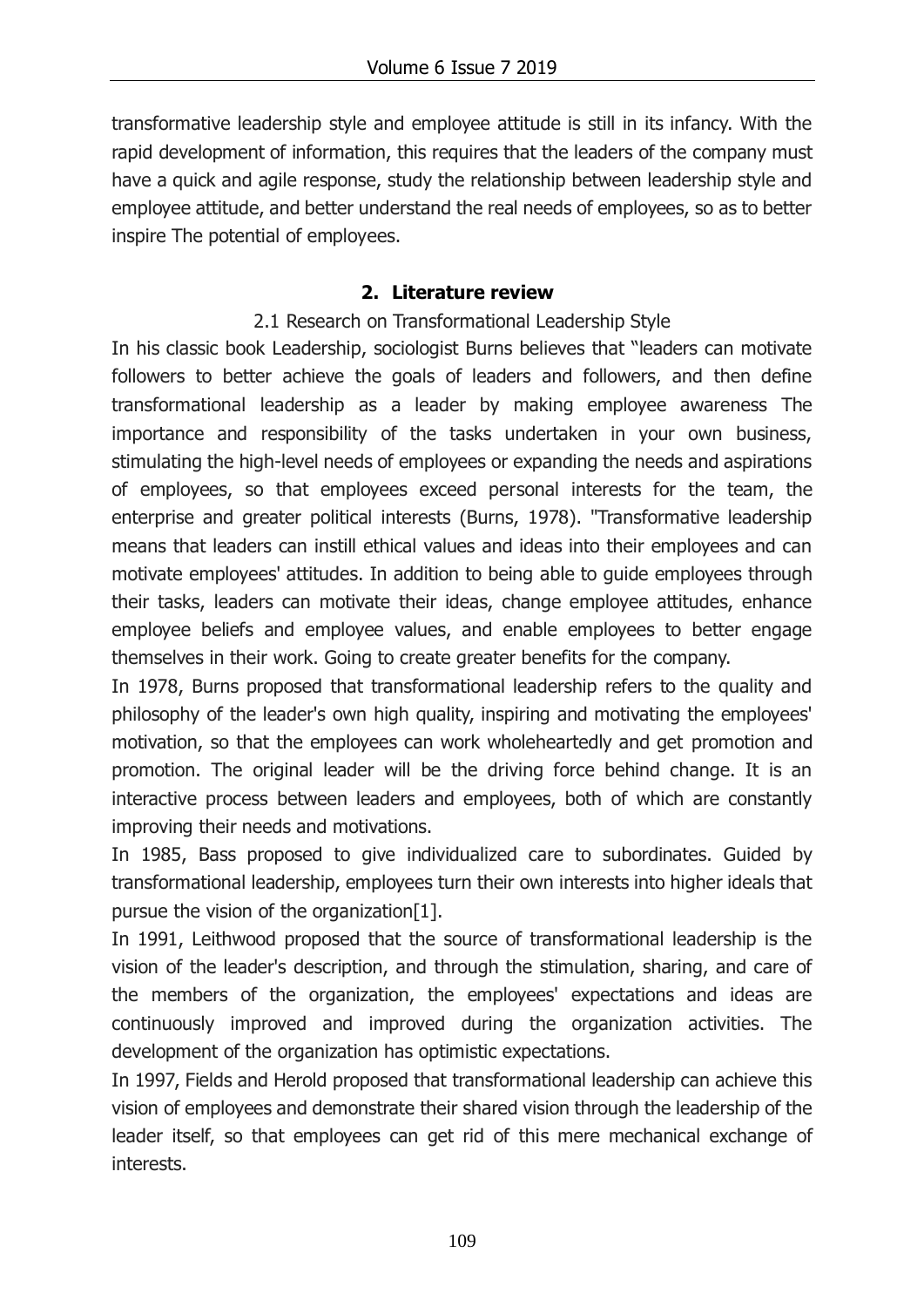transformative leadership style and employee attitude is still in its infancy. With the rapid development of information, this requires that the leaders of the company must have a quick and agile response, study the relationship between leadership style and employee attitude, and better understand the real needs of employees, so as to better inspire The potential of employees.

## 2. Literature review

### 2.1 Research on Transformational Leadership Style

In his classic book Leadership, sociologist Burns believes that "leaders can motivate followers to better achieve the goals of leaders and followers, and then define transformational leadership as a leader by making employee awareness The importance and responsibility of the tasks undertaken in your own business, stimulating the high-level needs of employees or expanding the needs and aspirations of employees, so that employees exceed personal interests for the team, the enterprise and greater political interests (Burns, 1978). "Transformative leadership means that leaders can instill ethical values and ideas into their employees and can motivate employees' attitudes. In addition to being able to guide employees through their tasks, leaders can motivate their ideas, change employee attitudes, enhance employee beliefs and employee values, and enable employees to better engage themselves in their work. Going to create greater benefits for the company.

In 1978, Burns proposed that transformational leadership refers to the quality and philosophy of the leader's own high quality, inspiring and motivating the employees' motivation, so that the employees can work wholeheartedly and get promotion and promotion. The original leader will be the driving force behind change. It is an interactive process between leaders and employees, both of which are constantly improving their needs and motivations.

In 1985, Bass proposed to give individualized care to subordinates. Guided by transformational leadership, employees turn their own interests into higher ideals that pursue the vision of the organization[1].

In 1991, Leithwood proposed that the source of transformational leadership is the vision of the leader's description, and through the stimulation, sharing, and care of the members of the organization, the employees' expectations and ideas are continuously improved and improved during the organization activities. The development of the organization has optimistic expectations.

In 1997, Fields and Herold proposed that transformational leadership can achieve this vision of employees and demonstrate their shared vision through the leadership of the leader itself, so that employees can get rid of this mere mechanical exchange of interests.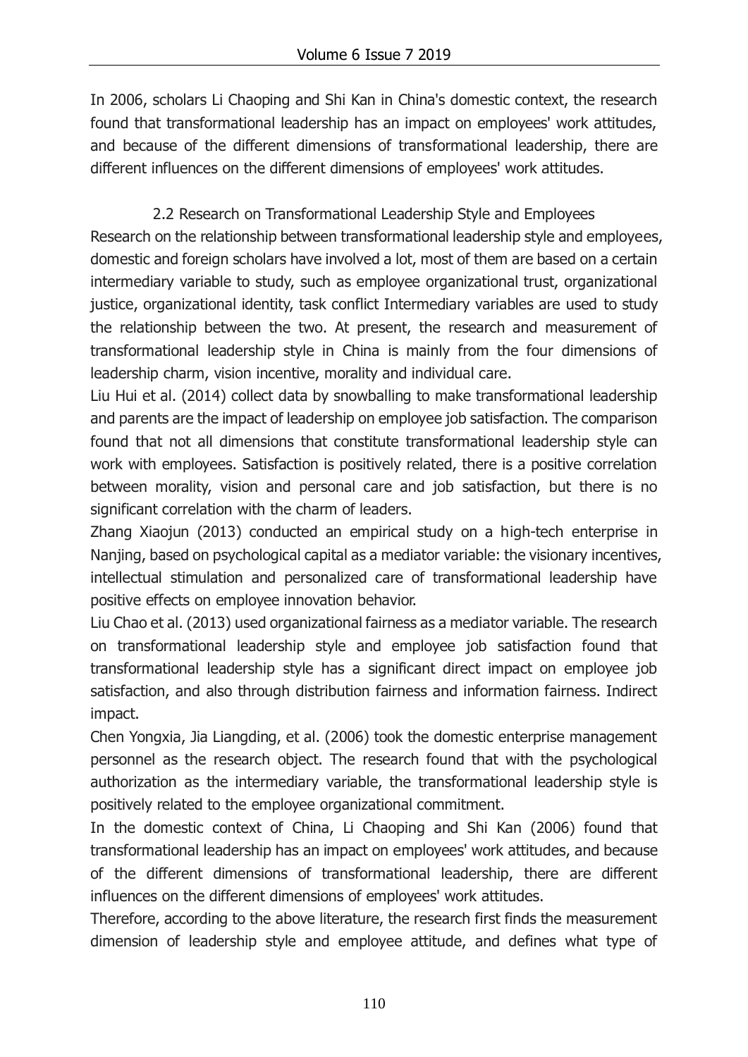In 2006, scholars Li Chaoping and Shi Kan in China's domestic context, the research found that transformational leadership has an impact on employees' work attitudes, and because of the different dimensions of transformational leadership, there are different influences on the different dimensions of employees' work attitudes.

### 2.2 Research on Transformational Leadership Style and Employees

Research on the relationship between transformational leadership style and employees, domestic and foreign scholars have involved a lot, most of them are based on a certain intermediary variable to study, such as employee organizational trust, organizational justice, organizational identity, task conflict Intermediary variables are used to study the relationship between the two. At present, the research and measurement of transformational leadership style in China is mainly from the four dimensions of leadership charm, vision incentive, morality and individual care.

Liu Hui et al. (2014) collect data by snowballing to make transformational leadership and parents are the impact of leadership on employee job satisfaction. The comparison found that not all dimensions that constitute transformational leadership style can work with employees. Satisfaction is positively related, there is a positive correlation between morality, vision and personal care and job satisfaction, but there is no significant correlation with the charm of leaders.

Zhang Xiaojun (2013) conducted an empirical study on a high-tech enterprise in Nanjing, based on psychological capital as a mediator variable: the visionary incentives, intellectual stimulation and personalized care of transformational leadership have positive effects on employee innovation behavior.

Liu Chao et al. (2013) used organizational fairness as a mediator variable. The research on transformational leadership style and employee job satisfaction found that transformational leadership style has a significant direct impact on employee job satisfaction, and also through distribution fairness and information fairness. Indirect impact.

Chen Yongxia, Jia Liangding, et al. (2006) took the domestic enterprise management personnel as the research object. The research found that with the psychological authorization as the intermediary variable, the transformational leadership style is positively related to the employee organizational commitment.

In the domestic context of China, Li Chaoping and Shi Kan (2006) found that transformational leadership has an impact on employees' work attitudes, and because of the different dimensions of transformational leadership, there are different influences on the different dimensions of employees' work attitudes.

Therefore, according to the above literature, the research first finds the measurement dimension of leadership style and employee attitude, and defines what type of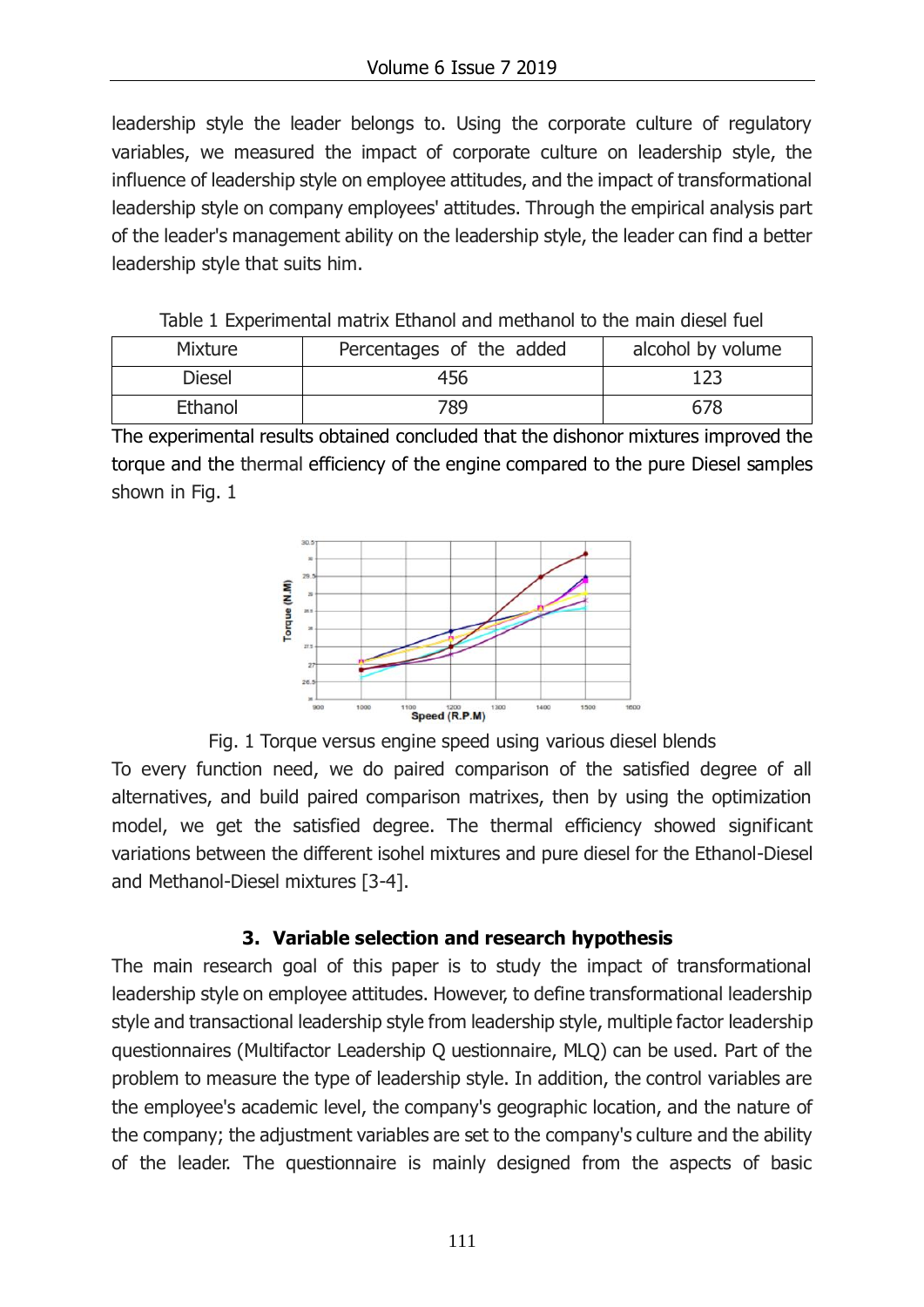leadership style the leader belongs to. Using the corporate culture of regulatory variables, we measured the impact of corporate culture on leadership style, the influence of leadership style on employee attitudes, and the impact of transformational leadership style on company employees' attitudes. Through the empirical analysis part of the leader's management ability on the leadership style, the leader can find a better leadership style that suits him.

Table 1 Experimental matrix Ethanol and methanol to the main diesel fuel

| Mixture | Percentages of the added | alcohol by volume |
|---|---|---|
| Diesel | 456 | 123 |
| Ethanol | 789 | 678 |

The experimental results obtained concluded that the dishonor mixtures improved the torque and the thermal efficiency of the engine compared to the pure Diesel samples shown in Fig. 1

Fig. 1 Torque versus engine speed using various diesel blends

To every function need, we do paired comparison of the satisfied degree of all alternatives, and build paired comparison matrixes, then by using the optimization model, we get the satisfied degree. The thermal efficiency showed significant variations between the different isohel mixtures and pure diesel for the Ethanol-Diesel and Methanol-Diesel mixtures [3-4].

### 3. Variable selection and research hypothesis

The main research goal of this paper is to study the impact of transformational leadership style on employee attitudes. However, to define transformational leadership style and transactional leadership style from leadership style, multiple factor leadership questionnaires (Multifactor Leadership Q uestionnaire, MLQ) can be used. Part of the problem to measure the type of leadership style. In addition, the control variables are the employee's academic level, the company's geographic location, and the nature of the company; the adjustment variables are set to the company's culture and the ability of the leader. The questionnaire is mainly designed from the aspects of basic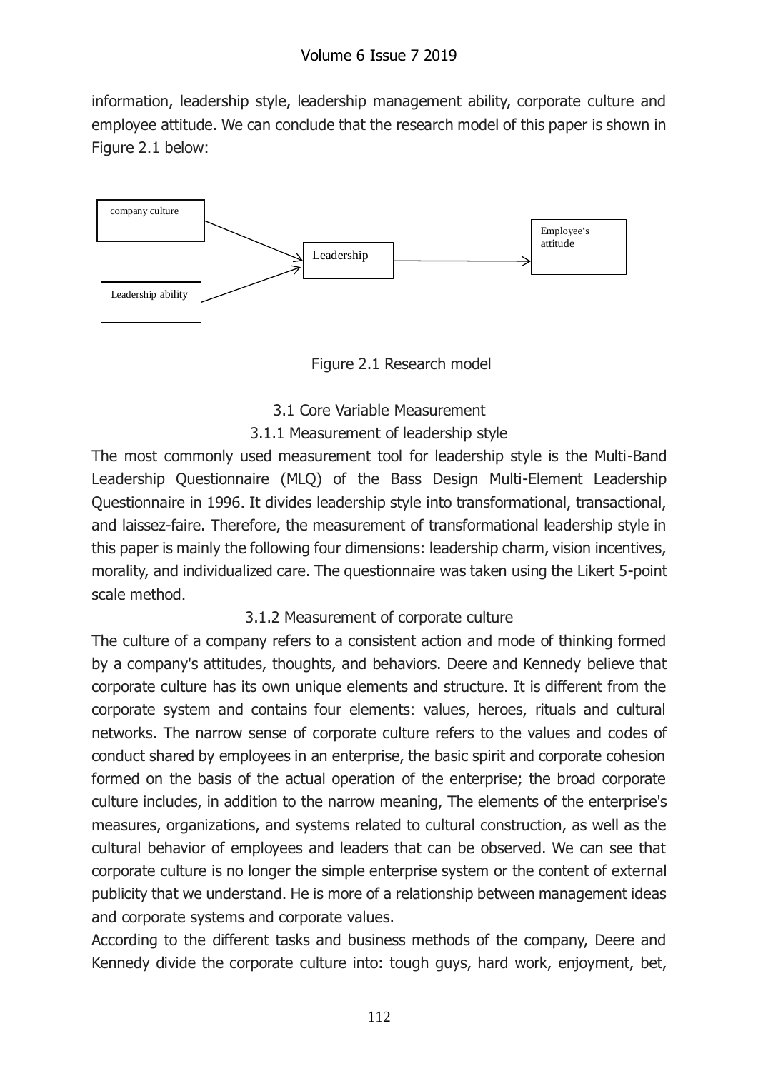information, leadership style, leadership management ability, corporate culture and employee attitude. We can conclude that the research model of this paper is shown in Figure 2.1 below:

company culture

Leadership ability

Leadership

Employee's attitude

Figure 2.1 Research model

### 3.1 Core Variable Measurement

#### 3.1.1 Measurement of leadership style

The most commonly used measurement tool for leadership style is the Multi-Band Leadership Questionnaire (MLQ) of the Bass Design Multi-Element Leadership Questionnaire in 1996. It divides leadership style into transformational, transactional, and laissez-faire. Therefore, the measurement of transformational leadership style in this paper is mainly the following four dimensions: leadership charm, vision incentives, morality, and individualized care. The questionnaire was taken using the Likert 5-point scale method.

#### 3.1.2 Measurement of corporate culture

The culture of a company refers to a consistent action and mode of thinking formed by a company's attitudes, thoughts, and behaviors. Deere and Kennedy believe that corporate culture has its own unique elements and structure. It is different from the corporate system and contains four elements: values, heroes, rituals and cultural networks. The narrow sense of corporate culture refers to the values and codes of conduct shared by employees in an enterprise, the basic spirit and corporate cohesion formed on the basis of the actual operation of the enterprise; the broad corporate culture includes, in addition to the narrow meaning, The elements of the enterprise's measures, organizations, and systems related to cultural construction, as well as the cultural behavior of employees and leaders that can be observed. We can see that corporate culture is no longer the simple enterprise system or the content of external publicity that we understand. He is more of a relationship between management ideas and corporate systems and corporate values.

According to the different tasks and business methods of the company, Deere and Kennedy divide the corporate culture into: tough guys, hard work, enjoyment, bet,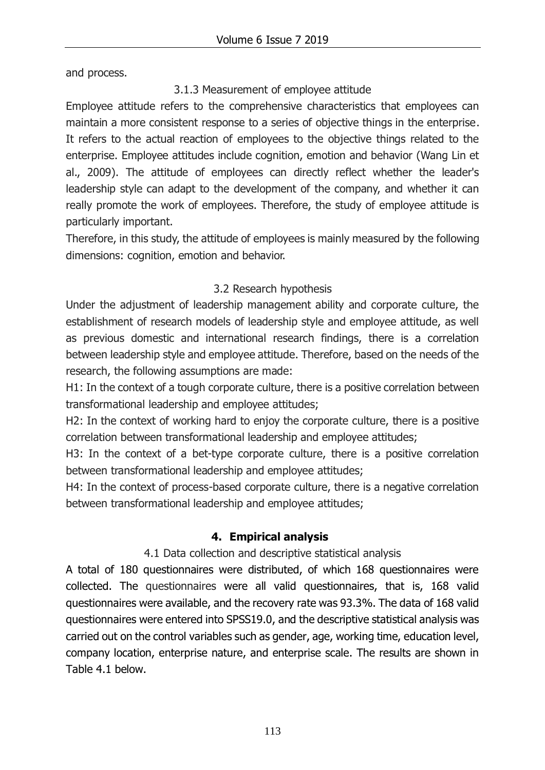and process.

### 3.1.3 Measurement of employee attitude

Employee attitude refers to the comprehensive characteristics that employees can maintain a more consistent response to a series of objective things in the enterprise. It refers to the actual reaction of employees to the objective things related to the enterprise. Employee attitudes include cognition, emotion and behavior (Wang Lin et al., 2009). The attitude of employees can directly reflect whether the leader's leadership style can adapt to the development of the company, and whether it can really promote the work of employees. Therefore, the study of employee attitude is particularly important.

Therefore, in this study, the attitude of employees is mainly measured by the following dimensions: cognition, emotion and behavior.

## 3.2 Research hypothesis

Under the adjustment of leadership management ability and corporate culture, the establishment of research models of leadership style and employee attitude, as well as previous domestic and international research findings, there is a correlation between leadership style and employee attitude. Therefore, based on the needs of the research, the following assumptions are made:

H1: In the context of a tough corporate culture, there is a positive correlation between transformational leadership and employee attitudes;

H2: In the context of working hard to enjoy the corporate culture, there is a positive correlation between transformational leadership and employee attitudes;

H3: In the context of a bet-type corporate culture, there is a positive correlation between transformational leadership and employee attitudes;

H4: In the context of process-based corporate culture, there is a negative correlation between transformational leadership and employee attitudes;

# 4. Empirical analysis

## 4.1 Data collection and descriptive statistical analysis

A total of 180 questionnaires were distributed, of which 168 questionnaires were collected. The questionnaires were all valid questionnaires, that is, 168 valid questionnaires were available, and the recovery rate was 93.3%. The data of 168 valid questionnaires were entered into SPSS19.0, and the descriptive statistical analysis was carried out on the control variables such as gender, age, working time, education level, company location, enterprise nature, and enterprise scale. The results are shown in Table 4.1 below.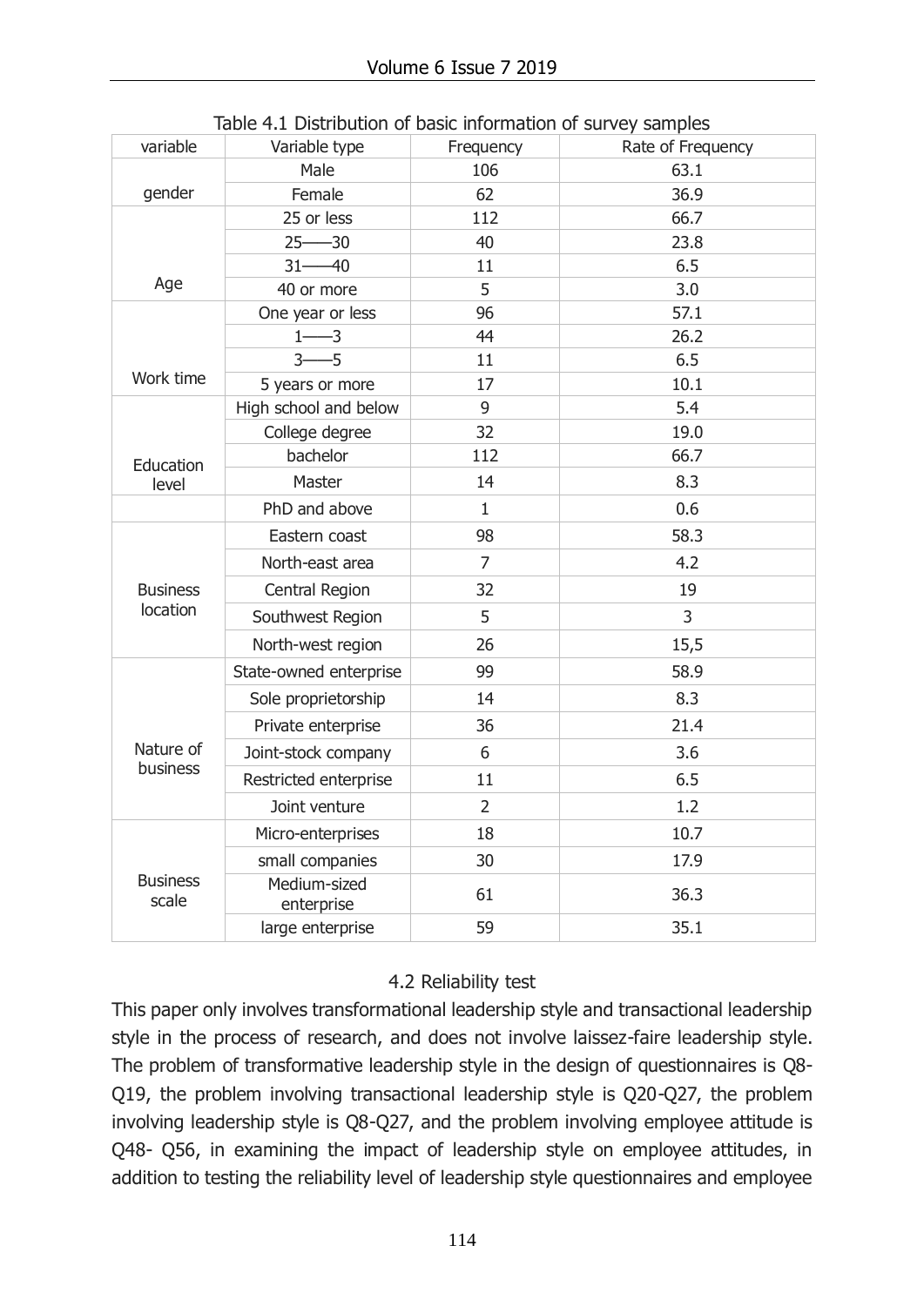Table 4.1 Distribution of basic information of survey samples

| variable | Variable type | Frequency | Rate of Frequency |
|---|---|---|---|
| gender | Male | 106 | 63.1 |
| | Female | 62 | 36.9 |
| Age | 25 or less | 112 | 66.7 |
| | 25——30 | 40 | 23.8 |
| | 31——40 | 11 | 6.5 |
| | 40 or more | 5 | 3.0 |
| Work time | One year or less | 96 | 57.1 |
| | 1——3 | 44 | 26.2 |
| | 3——5 | 11 | 6.5 |
| | 5 years or more | 17 | 10.1 |
| Education level | High school and below | 9 | 5.4 |
| | College degree | 32 | 19.0 |
| | bachelor | 112 | 66.7 |
| | Master | 14 | 8.3 |
| | PhD and above | 1 | 0.6 |
| Business location | Eastern coast | 98 | 58.3 |
| | North-east area | 7 | 4.2 |
| | Central Region | 32 | 19 |
| | Southwest Region | 5 | 3 |
| | North-west region | 26 | 15,5 |
| Nature of business | State-owned enterprise | 99 | 58.9 |
| | Sole proprietorship | 14 | 8.3 |
| | Private enterprise | 36 | 21.4 |
| | Joint-stock company | 6 | 3.6 |
| | Restricted enterprise | 11 | 6.5 |
| | Joint venture | 2 | 1.2 |
| Business scale | Micro-enterprises | 18 | 10.7 |
| | small companies | 30 | 17.9 |
| | Medium-sized enterprise | 61 | 36.3 |
| | large enterprise | 59 | 35.1 |

4.2 Reliability test

This paper only involves transformational leadership style and transactional leadership style in the process of research, and does not involve laissez-faire leadership style. The problem of transformative leadership style in the design of questionnaires is Q8-Q19, the problem involving transactional leadership style is Q20-Q27, the problem involving leadership style is Q8-Q27, and the problem involving employee attitude is Q48- Q56, in examining the impact of leadership style on employee attitudes, in addition to testing the reliability level of leadership style questionnaires and employee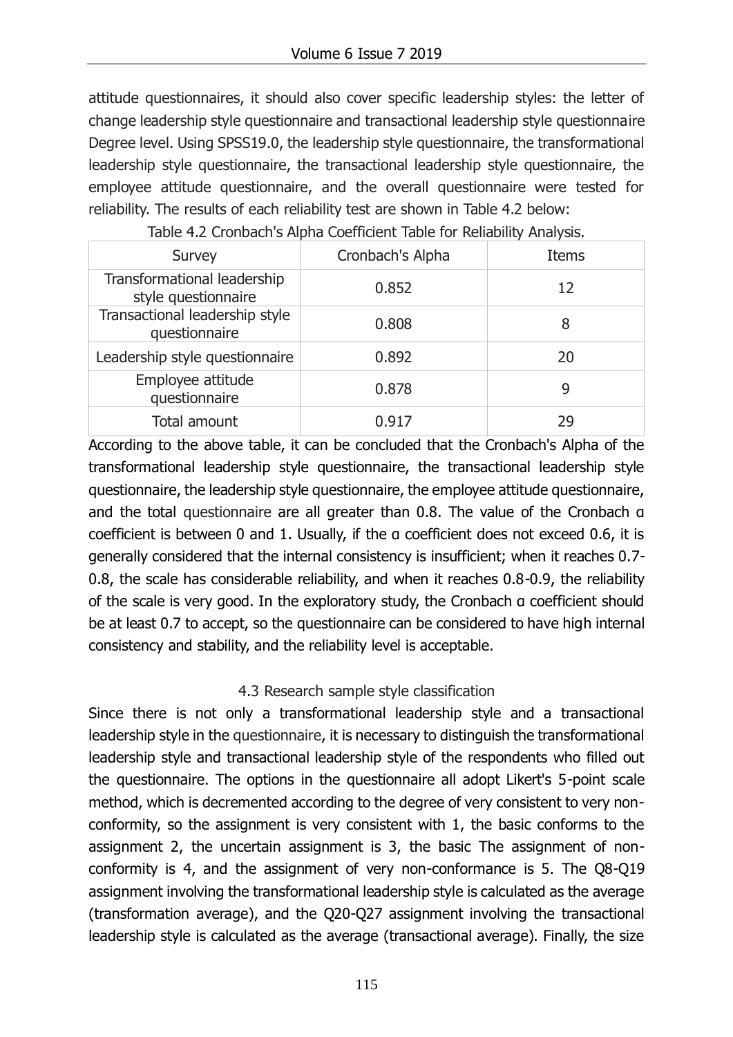attitude questionnaires, it should also cover specific leadership styles: the letter of change leadership style questionnaire and transactional leadership style questionnaire Degree level. Using SPSS19.0, the leadership style questionnaire, the transformational leadership style questionnaire, the transactional leadership style questionnaire, the employee attitude questionnaire, and the overall questionnaire were tested for reliability. The results of each reliability test are shown in Table 4.2 below:

Table 4.2 Cronbach's Alpha Coefficient Table for Reliability Analysis.

| Survey | Cronbach's Alpha | Items |
|---|---|---|
| Transformational leadership style questionnaire | 0.852 | 12 |
| Transactional leadership style questionnaire | 0.808 | 8 |
| Leadership style questionnaire | 0.892 | 20 |
| Employee attitude questionnaire | 0.878 | 9 |
| Total amount | 0.917 | 29 |

According to the above table, it can be concluded that the Cronbach's Alpha of the transformational leadership style questionnaire, the transactional leadership style questionnaire, the leadership style questionnaire, the employee attitude questionnaire, and the total questionnaire are all greater than 0.8. The value of the Cronbach α coefficient is between 0 and 1. Usually, if the α coefficient does not exceed 0.6, it is generally considered that the internal consistency is insufficient; when it reaches 0.7-0.8, the scale has considerable reliability, and when it reaches 0.8-0.9, the reliability of the scale is very good. In the exploratory study, the Cronbach α coefficient should be at least 0.7 to accept, so the questionnaire can be considered to have high internal consistency and stability, and the reliability level is acceptable.

### 4.3 Research sample style classification

Since there is not only a transformational leadership style and a transactional leadership style in the questionnaire, it is necessary to distinguish the transformational leadership style and transactional leadership style of the respondents who filled out the questionnaire. The options in the questionnaire all adopt Likert's 5-point scale method, which is decremented according to the degree of very consistent to very non-conformity, so the assignment is very consistent with 1, the basic conforms to the assignment 2, the uncertain assignment is 3, the basic The assignment of non-conformity is 4, and the assignment of very non-conformance is 5. The Q8-Q19 assignment involving the transformational leadership style is calculated as the average (transformation average), and the Q20-Q27 assignment involving the transactional leadership style is calculated as the average (transactional average). Finally, the size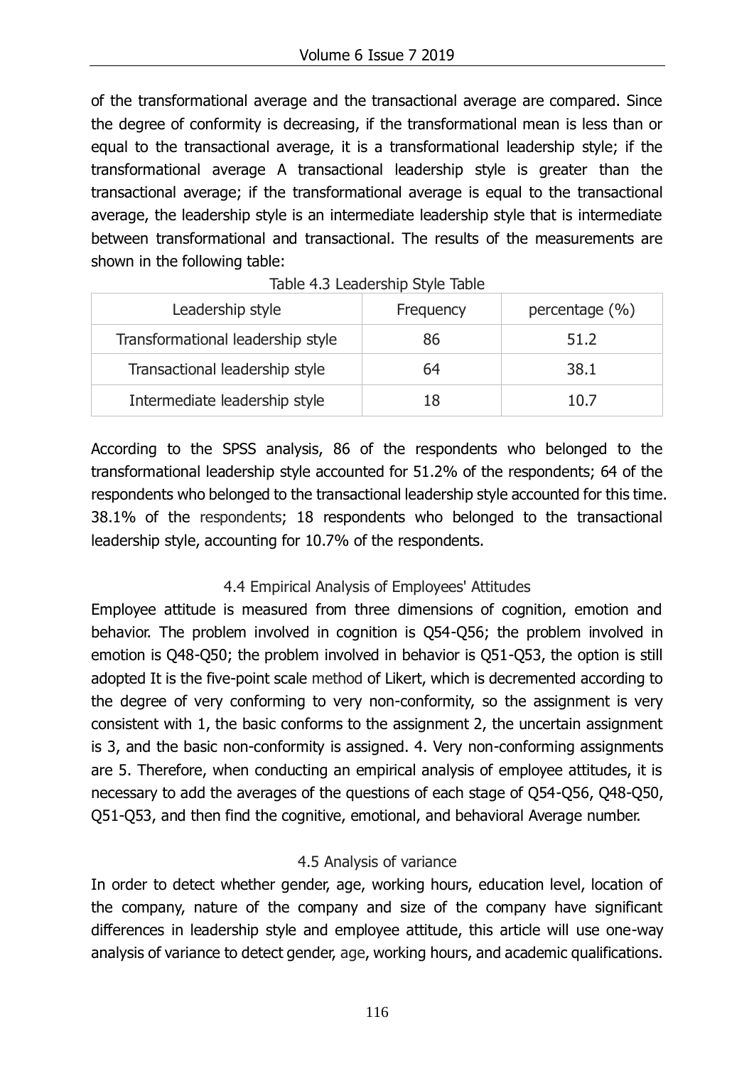of the transformational average and the transactional average are compared. Since the degree of conformity is decreasing, if the transformational mean is less than or equal to the transactional average, it is a transformational leadership style; if the transformational average A transactional leadership style is greater than the transactional average; if the transformational average is equal to the transactional average, the leadership style is an intermediate leadership style that is intermediate between transformational and transactional. The results of the measurements are shown in the following table:

Table 4.3 Leadership Style Table

| Leadership style | Frequency | percentage (%) |
|---|---|---|
| Transformational leadership style | 86 | 51.2 |
| Transactional leadership style | 64 | 38.1 |
| Intermediate leadership style | 18 | 10.7 |

According to the SPSS analysis, 86 of the respondents who belonged to the transformational leadership style accounted for 51.2% of the respondents; 64 of the respondents who belonged to the transactional leadership style accounted for this time. 38.1% of the respondents; 18 respondents who belonged to the transactional leadership style, accounting for 10.7% of the respondents.

### 4.4 Empirical Analysis of Employees' Attitudes

Employee attitude is measured from three dimensions of cognition, emotion and behavior. The problem involved in cognition is Q54-Q56; the problem involved in emotion is Q48-Q50; the problem involved in behavior is Q51-Q53, the option is still adopted It is the five-point scale method of Likert, which is decremented according to the degree of very conforming to very non-conformity, so the assignment is very consistent with 1, the basic conforms to the assignment 2, the uncertain assignment is 3, and the basic non-conformity is assigned. 4. Very non-conforming assignments are 5. Therefore, when conducting an empirical analysis of employee attitudes, it is necessary to add the averages of the questions of each stage of Q54-Q56, Q48-Q50, Q51-Q53, and then find the cognitive, emotional, and behavioral Average number.

### 4.5 Analysis of variance

In order to detect whether gender, age, working hours, education level, location of the company, nature of the company and size of the company have significant differences in leadership style and employee attitude, this article will use one-way analysis of variance to detect gender, age, working hours, and academic qualifications.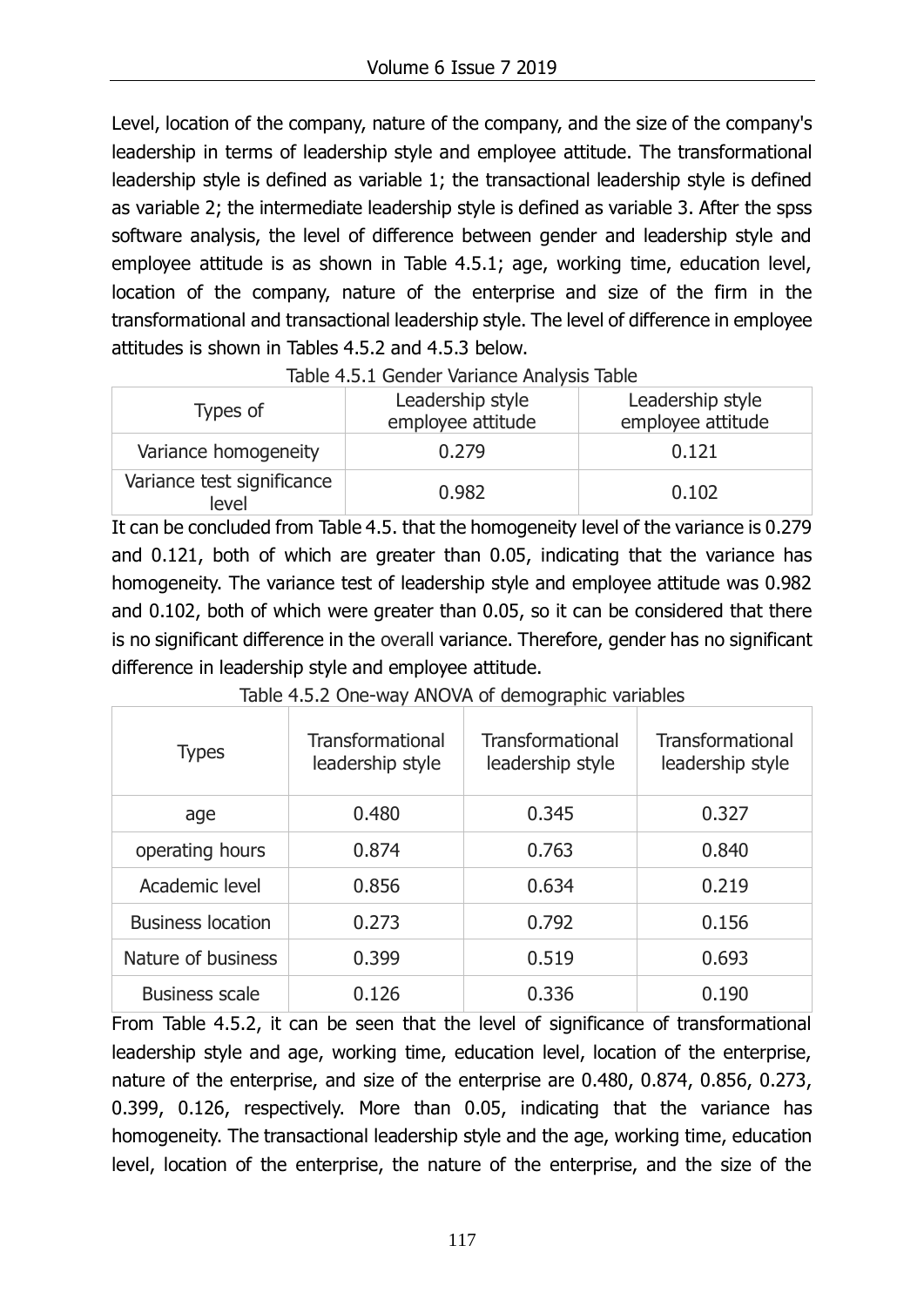Level, location of the company, nature of the company, and the size of the company's leadership in terms of leadership style and employee attitude. The transformational leadership style is defined as variable 1; the transactional leadership style is defined as variable 2; the intermediate leadership style is defined as variable 3. After the spss software analysis, the level of difference between gender and leadership style and employee attitude is as shown in Table 4.5.1; age, working time, education level, location of the company, nature of the enterprise and size of the firm in the transformational and transactional leadership style. The level of difference in employee attitudes is shown in Tables 4.5.2 and 4.5.3 below.

Table 4.5.1 Gender Variance Analysis Table

| Types of | Leadership style employee attitude | Leadership style employee attitude |
|---|---|---|
| Variance homogeneity | 0.279 | 0.121 |
| Variance test significance level | 0.982 | 0.102 |

It can be concluded from Table 4.5. that the homogeneity level of the variance is 0.279 and 0.121, both of which are greater than 0.05, indicating that the variance has homogeneity. The variance test of leadership style and employee attitude was 0.982 and 0.102, both of which were greater than 0.05, so it can be considered that there is no significant difference in the overall variance. Therefore, gender has no significant difference in leadership style and employee attitude.

Table 4.5.2 One-way ANOVA of demographic variables

| Types | Transformational leadership style | Transformational leadership style | Transformational leadership style |
|---|---|---|---|
| age | 0.480 | 0.345 | 0.327 |
| operating hours | 0.874 | 0.763 | 0.840 |
| Academic level | 0.856 | 0.634 | 0.219 |
| Business location | 0.273 | 0.792 | 0.156 |
| Nature of business | 0.399 | 0.519 | 0.693 |
| Business scale | 0.126 | 0.336 | 0.190 |

From Table 4.5.2, it can be seen that the level of significance of transformational leadership style and age, working time, education level, location of the enterprise, nature of the enterprise, and size of the enterprise are 0.480, 0.874, 0.856, 0.273, 0.399, 0.126, respectively. More than 0.05, indicating that the variance has homogeneity. The transactional leadership style and the age, working time, education level, location of the enterprise, the nature of the enterprise, and the size of the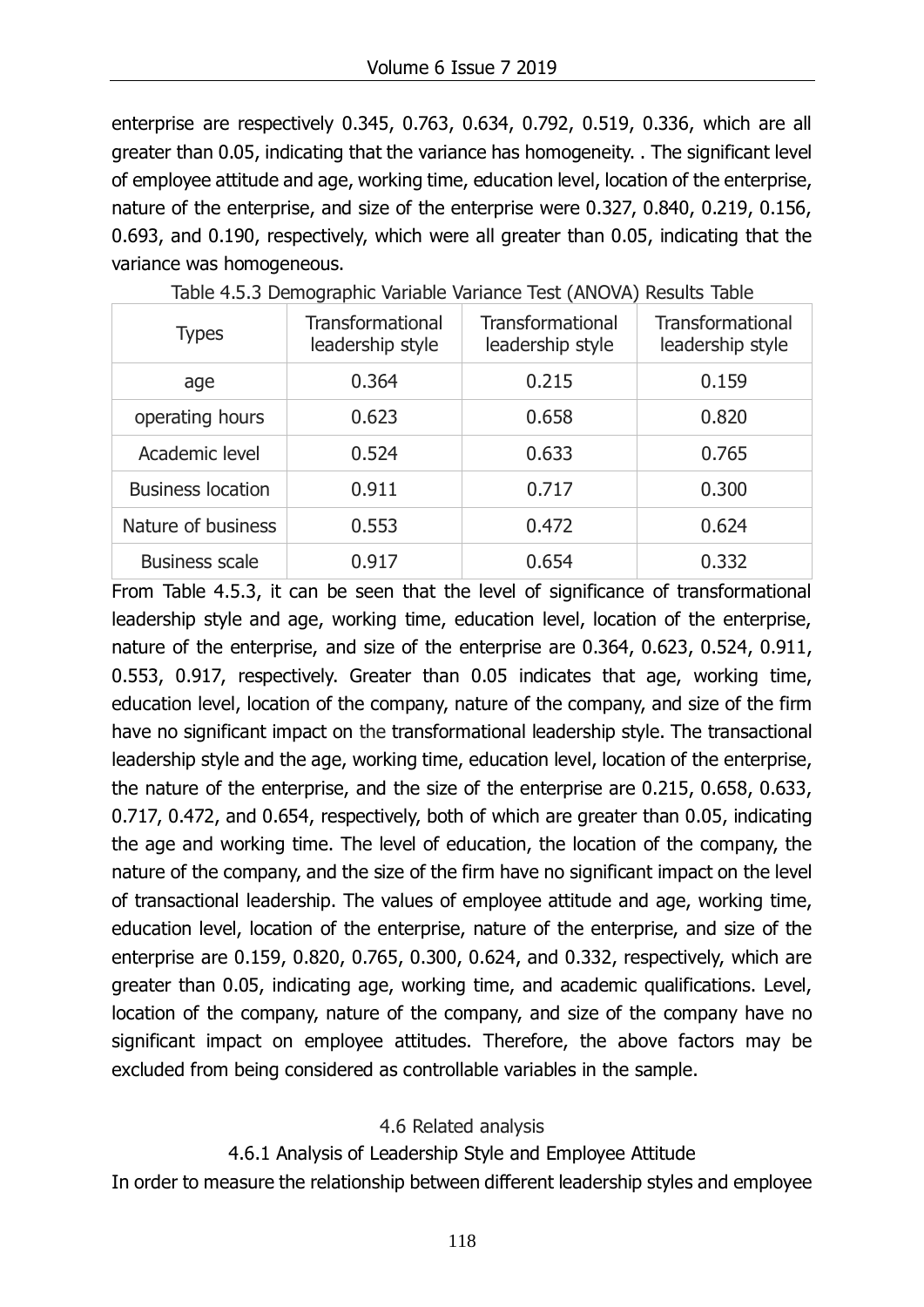enterprise are respectively 0.345, 0.763, 0.634, 0.792, 0.519, 0.336, which are all greater than 0.05, indicating that the variance has homogeneity. . The significant level of employee attitude and age, working time, education level, location of the enterprise, nature of the enterprise, and size of the enterprise were 0.327, 0.840, 0.219, 0.156, 0.693, and 0.190, respectively, which were all greater than 0.05, indicating that the variance was homogeneous.

Table 4.5.3 Demographic Variable Variance Test (ANOVA) Results Table

| Types | Transformational leadership style | Transformational leadership style | Transformational leadership style |
|---|---|---|---|
| age | 0.364 | 0.215 | 0.159 |
| operating hours | 0.623 | 0.658 | 0.820 |
| Academic level | 0.524 | 0.633 | 0.765 |
| Business location | 0.911 | 0.717 | 0.300 |
| Nature of business | 0.553 | 0.472 | 0.624 |
| Business scale | 0.917 | 0.654 | 0.332 |

From Table 4.5.3, it can be seen that the level of significance of transformational leadership style and age, working time, education level, location of the enterprise, nature of the enterprise, and size of the enterprise are 0.364, 0.623, 0.524, 0.911, 0.553, 0.917, respectively. Greater than 0.05 indicates that age, working time, education level, location of the company, nature of the company, and size of the firm have no significant impact on the transformational leadership style. The transactional leadership style and the age, working time, education level, location of the enterprise, the nature of the enterprise, and the size of the enterprise are 0.215, 0.658, 0.633, 0.717, 0.472, and 0.654, respectively, both of which are greater than 0.05, indicating the age and working time. The level of education, the location of the company, the nature of the company, and the size of the firm have no significant impact on the level of transactional leadership. The values of employee attitude and age, working time, education level, location of the enterprise, nature of the enterprise, and size of the enterprise are 0.159, 0.820, 0.765, 0.300, 0.624, and 0.332, respectively, which are greater than 0.05, indicating age, working time, and academic qualifications. Level, location of the company, nature of the company, and size of the company have no significant impact on employee attitudes. Therefore, the above factors may be excluded from being considered as controllable variables in the sample.

## 4.6 Related analysis

### 4.6.1 Analysis of Leadership Style and Employee Attitude

In order to measure the relationship between different leadership styles and employee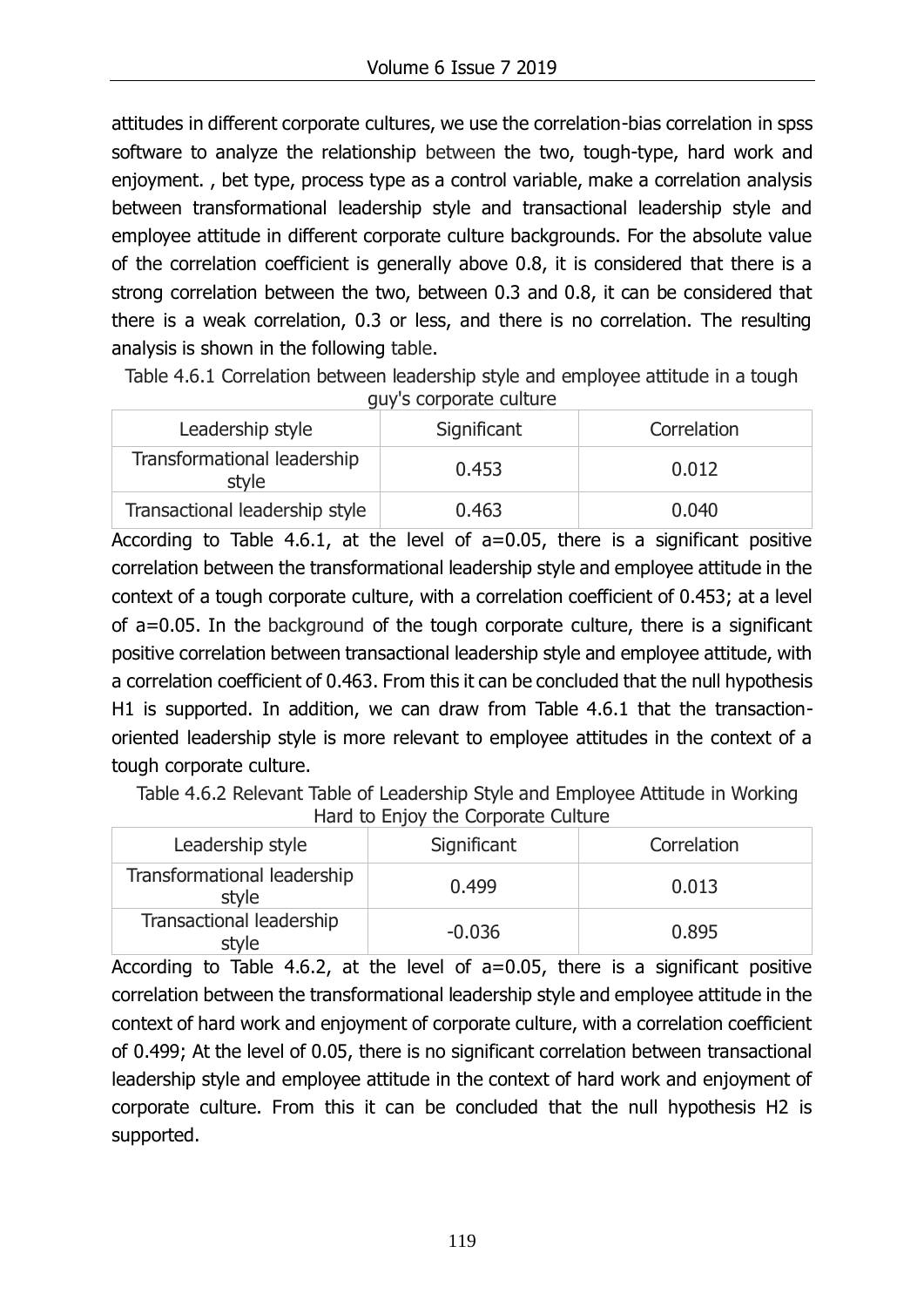attitudes in different corporate cultures, we use the correlation-bias correlation in spss software to analyze the relationship between the two, tough-type, hard work and enjoyment. , bet type, process type as a control variable, make a correlation analysis between transformational leadership style and transactional leadership style and employee attitude in different corporate culture backgrounds. For the absolute value of the correlation coefficient is generally above 0.8, it is considered that there is a strong correlation between the two, between 0.3 and 0.8, it can be considered that there is a weak correlation, 0.3 or less, and there is no correlation. The resulting analysis is shown in the following table.

Table 4.6.1 Correlation between leadership style and employee attitude in a tough guy's corporate culture

| Leadership style | Significant | Correlation |
|---|---|---|
| Transformational leadership style | 0.453 | 0.012 |
| Transactional leadership style | 0.463 | 0.040 |

According to Table 4.6.1, at the level of a=0.05, there is a significant positive correlation between the transformational leadership style and employee attitude in the context of a tough corporate culture, with a correlation coefficient of 0.453; at a level of a=0.05. In the background of the tough corporate culture, there is a significant positive correlation between transactional leadership style and employee attitude, with a correlation coefficient of 0.463. From this it can be concluded that the null hypothesis H1 is supported. In addition, we can draw from Table 4.6.1 that the transaction-oriented leadership style is more relevant to employee attitudes in the context of a tough corporate culture.

Table 4.6.2 Relevant Table of Leadership Style and Employee Attitude in Working Hard to Enjoy the Corporate Culture

| Leadership style | Significant | Correlation |
|---|---|---|
| Transformational leadership style | 0.499 | 0.013 |
| Transactional leadership style | -0.036 | 0.895 |

According to Table 4.6.2, at the level of a=0.05, there is a significant positive correlation between the transformational leadership style and employee attitude in the context of hard work and enjoyment of corporate culture, with a correlation coefficient of 0.499; At the level of 0.05, there is no significant correlation between transactional leadership style and employee attitude in the context of hard work and enjoyment of corporate culture. From this it can be concluded that the null hypothesis H2 is supported.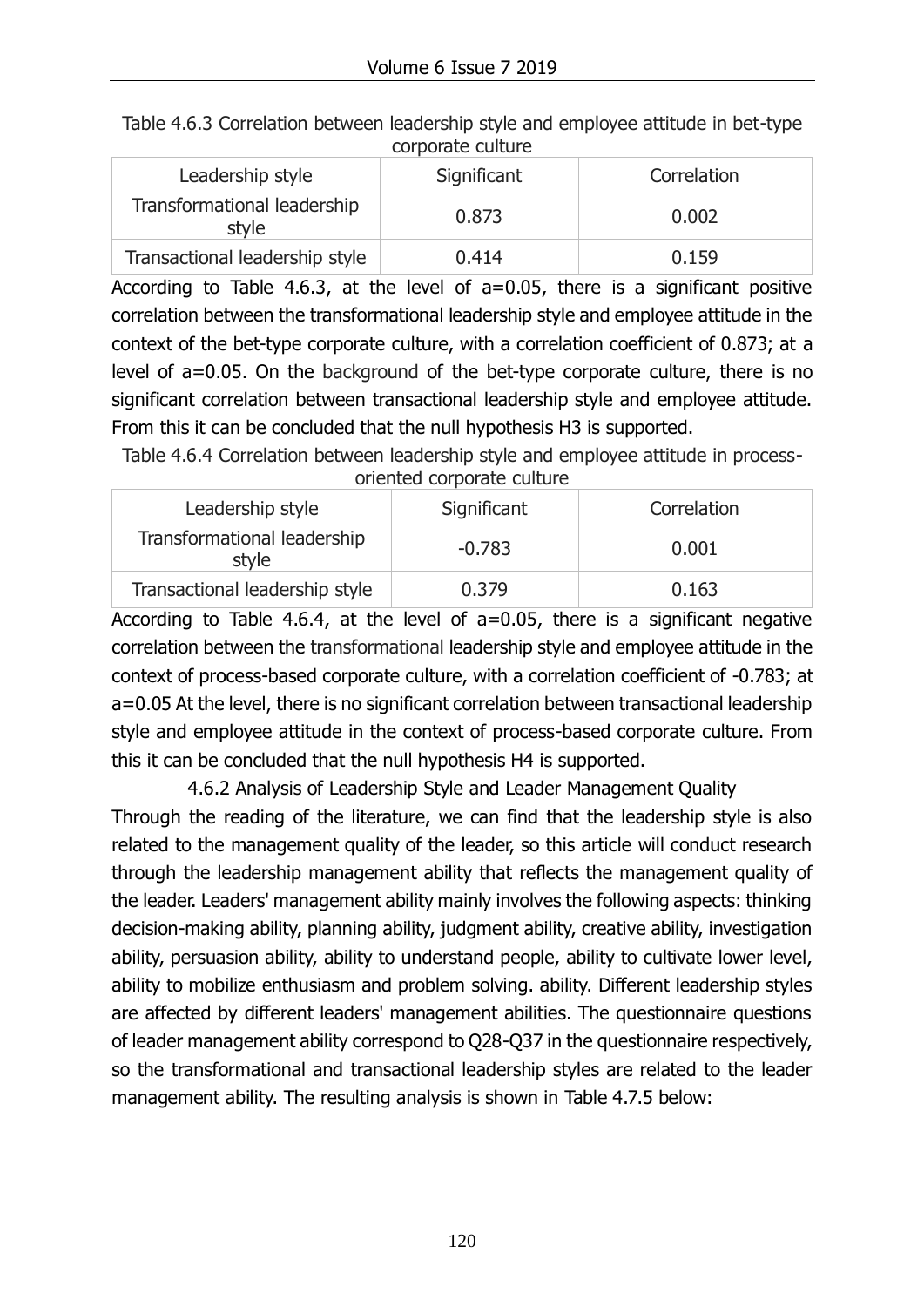Table 4.6.3 Correlation between leadership style and employee attitude in bet-type corporate culture

| Leadership style | Significant | Correlation |
| --- | --- | --- |
| Transformational leadership style | 0.873 | 0.002 |
| Transactional leadership style | 0.414 | 0.159 |

According to Table 4.6.3, at the level of a=0.05, there is a significant positive correlation between the transformational leadership style and employee attitude in the context of the bet-type corporate culture, with a correlation coefficient of 0.873; at a level of a=0.05. On the background of the bet-type corporate culture, there is no significant correlation between transactional leadership style and employee attitude. From this it can be concluded that the null hypothesis H3 is supported.

Table 4.6.4 Correlation between leadership style and employee attitude in process-oriented corporate culture

| Leadership style | Significant | Correlation |
| --- | --- | --- |
| Transformational leadership style | -0.783 | 0.001 |
| Transactional leadership style | 0.379 | 0.163 |

According to Table 4.6.4, at the level of a=0.05, there is a significant negative correlation between the transformational leadership style and employee attitude in the context of process-based corporate culture, with a correlation coefficient of -0.783; at a=0.05 At the level, there is no significant correlation between transactional leadership style and employee attitude in the context of process-based corporate culture. From this it can be concluded that the null hypothesis H4 is supported.

### 4.6.2 Analysis of Leadership Style and Leader Management Quality

Through the reading of the literature, we can find that the leadership style is also related to the management quality of the leader, so this article will conduct research through the leadership management ability that reflects the management quality of the leader. Leaders' management ability mainly involves the following aspects: thinking decision-making ability, planning ability, judgment ability, creative ability, investigation ability, persuasion ability, ability to understand people, ability to cultivate lower level, ability to mobilize enthusiasm and problem solving. ability. Different leadership styles are affected by different leaders' management abilities. The questionnaire questions of leader management ability correspond to Q28-Q37 in the questionnaire respectively, so the transformational and transactional leadership styles are related to the leader management ability. The resulting analysis is shown in Table 4.7.5 below: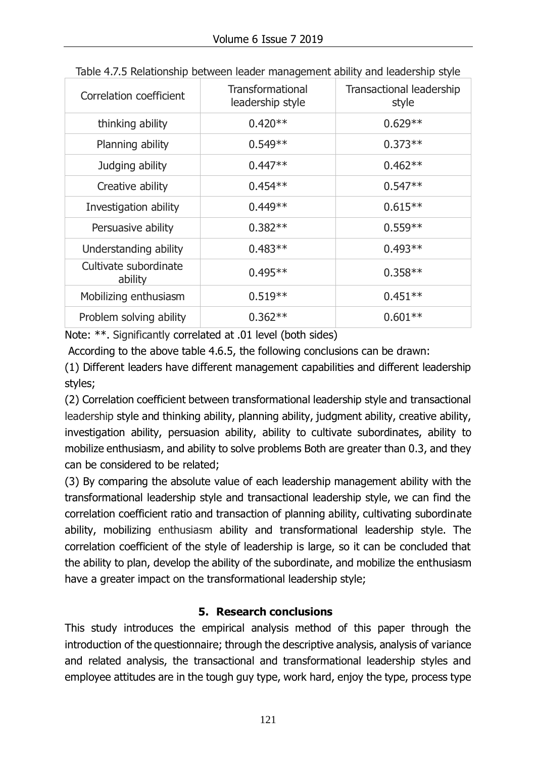Table 4.7.5 Relationship between leader management ability and leadership style

| Correlation coefficient | Transformational leadership style | Transactional leadership style |
|---|---|---|
| thinking ability | 0.420** | 0.629** |
| Planning ability | 0.549** | 0.373** |
| Judging ability | 0.447** | 0.462** |
| Creative ability | 0.454** | 0.547** |
| Investigation ability | 0.449** | 0.615** |
| Persuasive ability | 0.382** | 0.559** |
| Understanding ability | 0.483** | 0.493** |
| Cultivate subordinate ability | 0.495** | 0.358** |
| Mobilizing enthusiasm | 0.519** | 0.451** |
| Problem solving ability | 0.362** | 0.601** |

Note: **. Significantly correlated at .01 level (both sides)

According to the above table 4.6.5, the following conclusions can be drawn:

(1) Different leaders have different management capabilities and different leadership styles;

(2) Correlation coefficient between transformational leadership style and transactional leadership style and thinking ability, planning ability, judgment ability, creative ability, investigation ability, persuasion ability, ability to cultivate subordinates, ability to mobilize enthusiasm, and ability to solve problems Both are greater than 0.3, and they can be considered to be related;

(3) By comparing the absolute value of each leadership management ability with the transformational leadership style and transactional leadership style, we can find the correlation coefficient ratio and transaction of planning ability, cultivating subordinate ability, mobilizing enthusiasm ability and transformational leadership style. The correlation coefficient of the style of leadership is large, so it can be concluded that the ability to plan, develop the ability of the subordinate, and mobilize the enthusiasm have a greater impact on the transformational leadership style;

## 5. Research conclusions

This study introduces the empirical analysis method of this paper through the introduction of the questionnaire; through the descriptive analysis, analysis of variance and related analysis, the transactional and transformational leadership styles and employee attitudes are in the tough guy type, work hard, enjoy the type, process type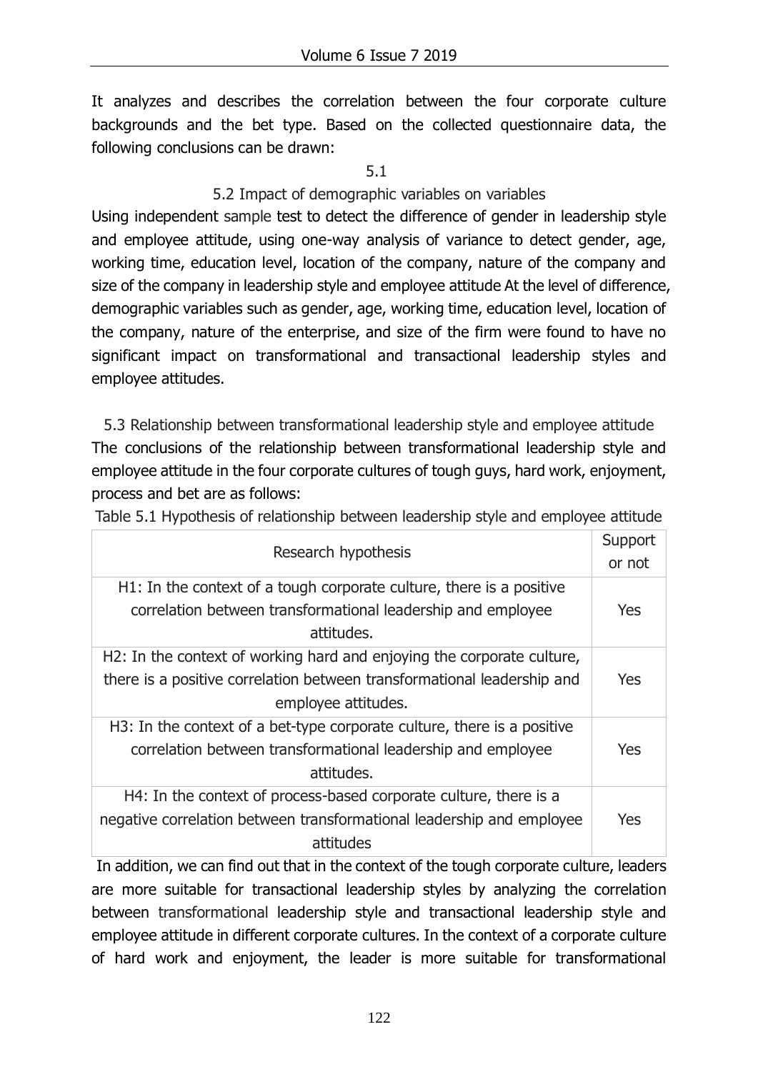It analyzes and describes the correlation between the four corporate culture backgrounds and the bet type. Based on the collected questionnaire data, the following conclusions can be drawn:

5.1

### 5.2 Impact of demographic variables on variables

Using independent sample test to detect the difference of gender in leadership style and employee attitude, using one-way analysis of variance to detect gender, age, working time, education level, location of the company, nature of the company and size of the company in leadership style and employee attitude At the level of difference, demographic variables such as gender, age, working time, education level, location of the company, nature of the enterprise, and size of the firm were found to have no significant impact on transformational and transactional leadership styles and employee attitudes.

### 5.3 Relationship between transformational leadership style and employee attitude

The conclusions of the relationship between transformational leadership style and employee attitude in the four corporate cultures of tough guys, hard work, enjoyment, process and bet are as follows:

Table 5.1 Hypothesis of relationship between leadership style and employee attitude

| Research hypothesis | Support or not |
| --- | --- |
| H1: In the context of a tough corporate culture, there is a positive correlation between transformational leadership and employee attitudes. | Yes |
| H2: In the context of working hard and enjoying the corporate culture, there is a positive correlation between transformational leadership and employee attitudes. | Yes |
| H3: In the context of a bet-type corporate culture, there is a positive correlation between transformational leadership and employee attitudes. | Yes |
| H4: In the context of process-based corporate culture, there is a negative correlation between transformational leadership and employee attitudes | Yes |

In addition, we can find out that in the context of the tough corporate culture, leaders are more suitable for transactional leadership styles by analyzing the correlation between transformational leadership style and transactional leadership style and employee attitude in different corporate cultures. In the context of a corporate culture of hard work and enjoyment, the leader is more suitable for transformational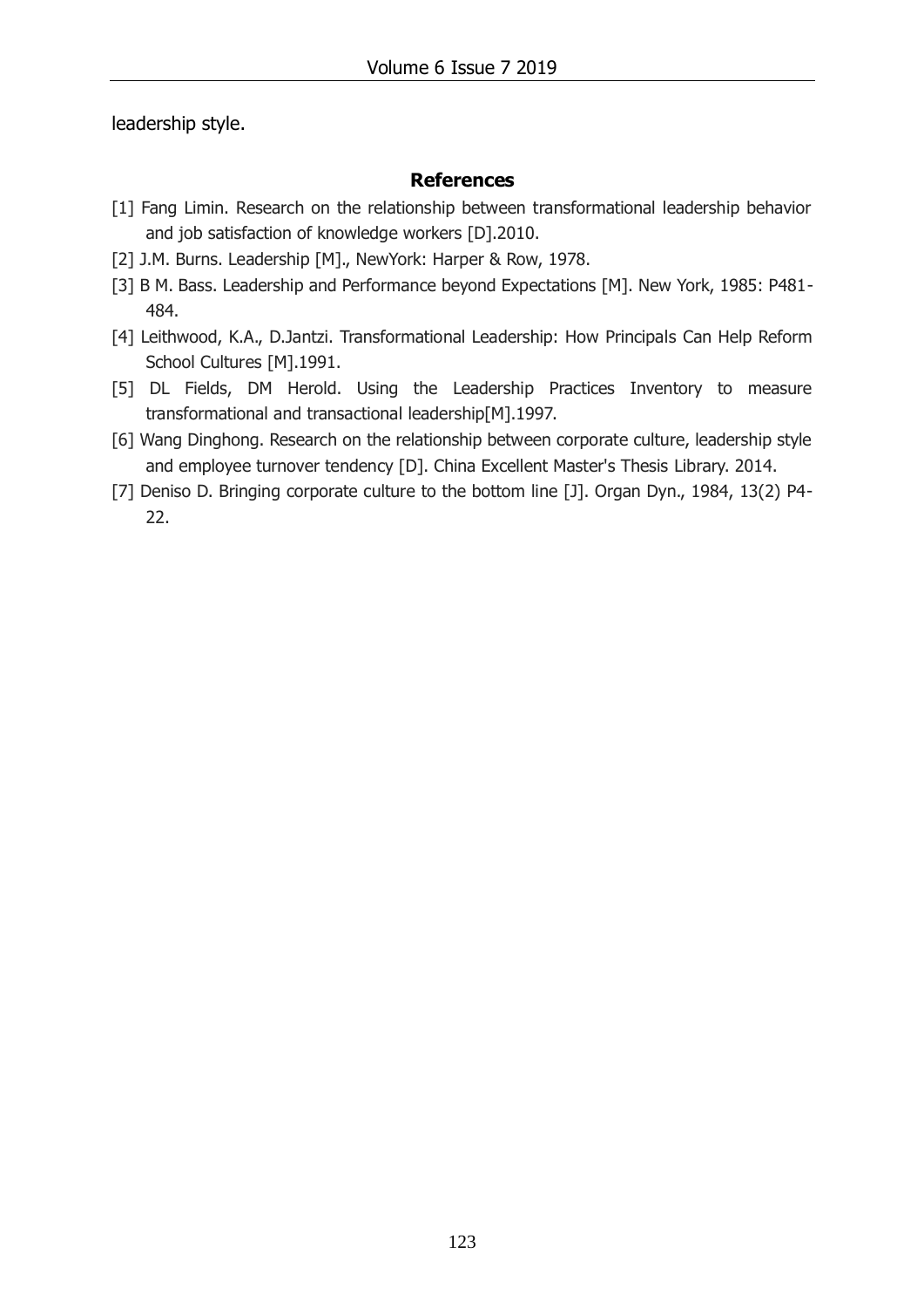leadership style.

## References

[1] Fang Limin. Research on the relationship between transformational leadership behavior and job satisfaction of knowledge workers [D].2010.

[2] J.M. Burns. Leadership [M]., NewYork: Harper & Row, 1978.

[3] B M. Bass. Leadership and Performance beyond Expectations [M]. New York, 1985: P481-484.

[4] Leithwood, K.A., D.Jantzi. Transformational Leadership: How Principals Can Help Reform School Cultures [M].1991.

[5] DL Fields, DM Herold. Using the Leadership Practices Inventory to measure transformational and transactional leadership[M].1997.

[6] Wang Dinghong. Research on the relationship between corporate culture, leadership style and employee turnover tendency [D]. China Excellent Master's Thesis Library. 2014.

[7] Deniso D. Bringing corporate culture to the bottom line [J]. Organ Dyn., 1984, 13(2) P4-22.